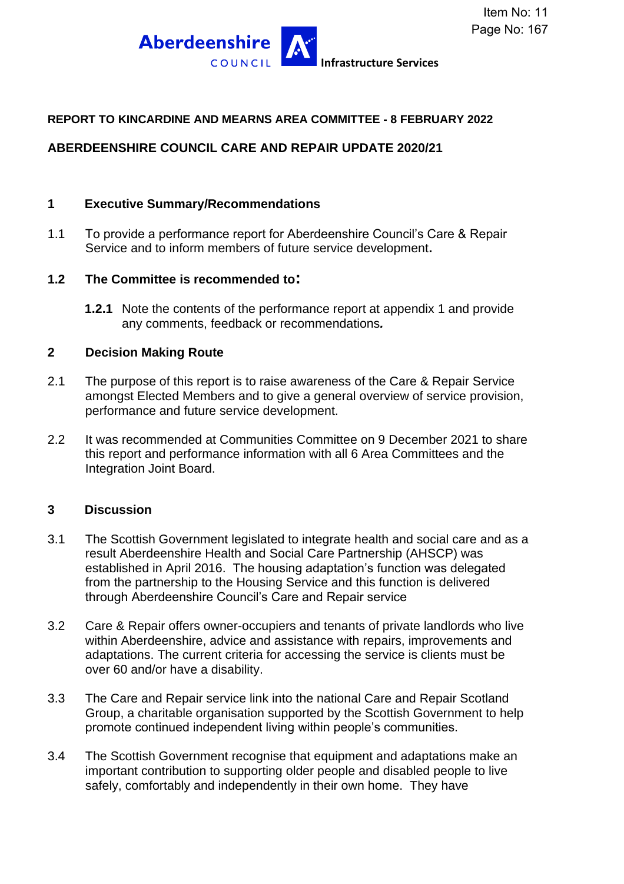Aberdeenshire COUNCIL Infrastructure Services

Item No: 11
Page No: 167

**REPORT TO KINCARDINE AND MEARNS AREA COMMITTEE - 8 FEBRUARY 2022**

**ABERDEENSHIRE COUNCIL CARE AND REPAIR UPDATE 2020/21**

## 1 Executive Summary/Recommendations

1.1 To provide a performance report for Aberdeenshire Council's Care & Repair Service and to inform members of future service development.

**1.2 The Committee is recommended to:**

**1.2.1** Note the contents of the performance report at appendix 1 and provide any comments, feedback or recommendations*.*

## 2 Decision Making Route

2.1 The purpose of this report is to raise awareness of the Care & Repair Service amongst Elected Members and to give a general overview of service provision, performance and future service development.

2.2 It was recommended at Communities Committee on 9 December 2021 to share this report and performance information with all 6 Area Committees and the Integration Joint Board.

## 3 Discussion

3.1 The Scottish Government legislated to integrate health and social care and as a result Aberdeenshire Health and Social Care Partnership (AHSCP) was established in April 2016. The housing adaptation's function was delegated from the partnership to the Housing Service and this function is delivered through Aberdeenshire Council's Care and Repair service

3.2 Care & Repair offers owner-occupiers and tenants of private landlords who live within Aberdeenshire, advice and assistance with repairs, improvements and adaptations. The current criteria for accessing the service is clients must be over 60 and/or have a disability.

3.3 The Care and Repair service link into the national Care and Repair Scotland Group, a charitable organisation supported by the Scottish Government to help promote continued independent living within people's communities.

3.4 The Scottish Government recognise that equipment and adaptations make an important contribution to supporting older people and disabled people to live safely, comfortably and independently in their own home. They have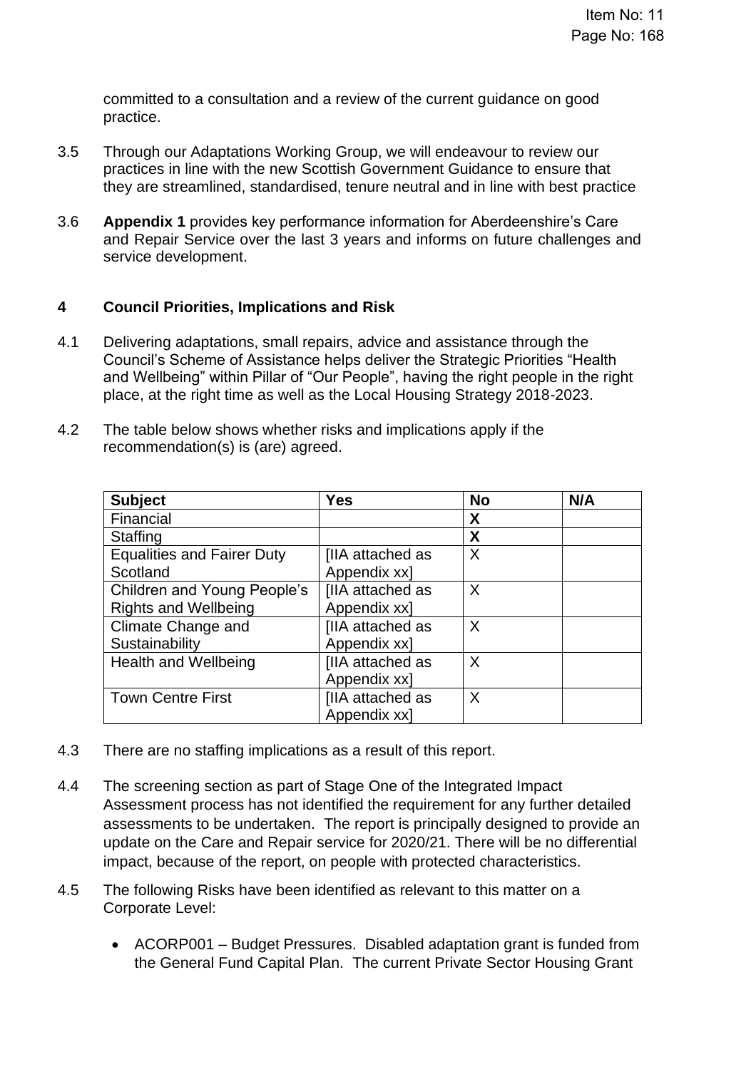committed to a consultation and a review of the current guidance on good practice.

3.5 Through our Adaptations Working Group, we will endeavour to review our practices in line with the new Scottish Government Guidance to ensure that they are streamlined, standardised, tenure neutral and in line with best practice

3.6 **Appendix 1** provides key performance information for Aberdeenshire's Care and Repair Service over the last 3 years and informs on future challenges and service development.

## 4 Council Priorities, Implications and Risk

4.1 Delivering adaptations, small repairs, advice and assistance through the Council's Scheme of Assistance helps deliver the Strategic Priorities "Health and Wellbeing" within Pillar of "Our People", having the right people in the right place, at the right time as well as the Local Housing Strategy 2018-2023.

4.2 The table below shows whether risks and implications apply if the recommendation(s) is (are) agreed.

| Subject | Yes | No | N/A |
|---|---|---|---|
| Financial | | **X** | |
| Staffing | | **X** | |
| Equalities and Fairer Duty Scotland | [IIA attached as Appendix xx] | X | |
| Children and Young People's Rights and Wellbeing | [IIA attached as Appendix xx] | X | |
| Climate Change and Sustainability | [IIA attached as Appendix xx] | X | |
| Health and Wellbeing | [IIA attached as Appendix xx] | X | |
| Town Centre First | [IIA attached as Appendix xx] | X | |

4.3 There are no staffing implications as a result of this report.

4.4 The screening section as part of Stage One of the Integrated Impact Assessment process has not identified the requirement for any further detailed assessments to be undertaken. The report is principally designed to provide an update on the Care and Repair service for 2020/21. There will be no differential impact, because of the report, on people with protected characteristics.

4.5 The following Risks have been identified as relevant to this matter on a Corporate Level:

- ACORP001 – Budget Pressures. Disabled adaptation grant is funded from the General Fund Capital Plan. The current Private Sector Housing Grant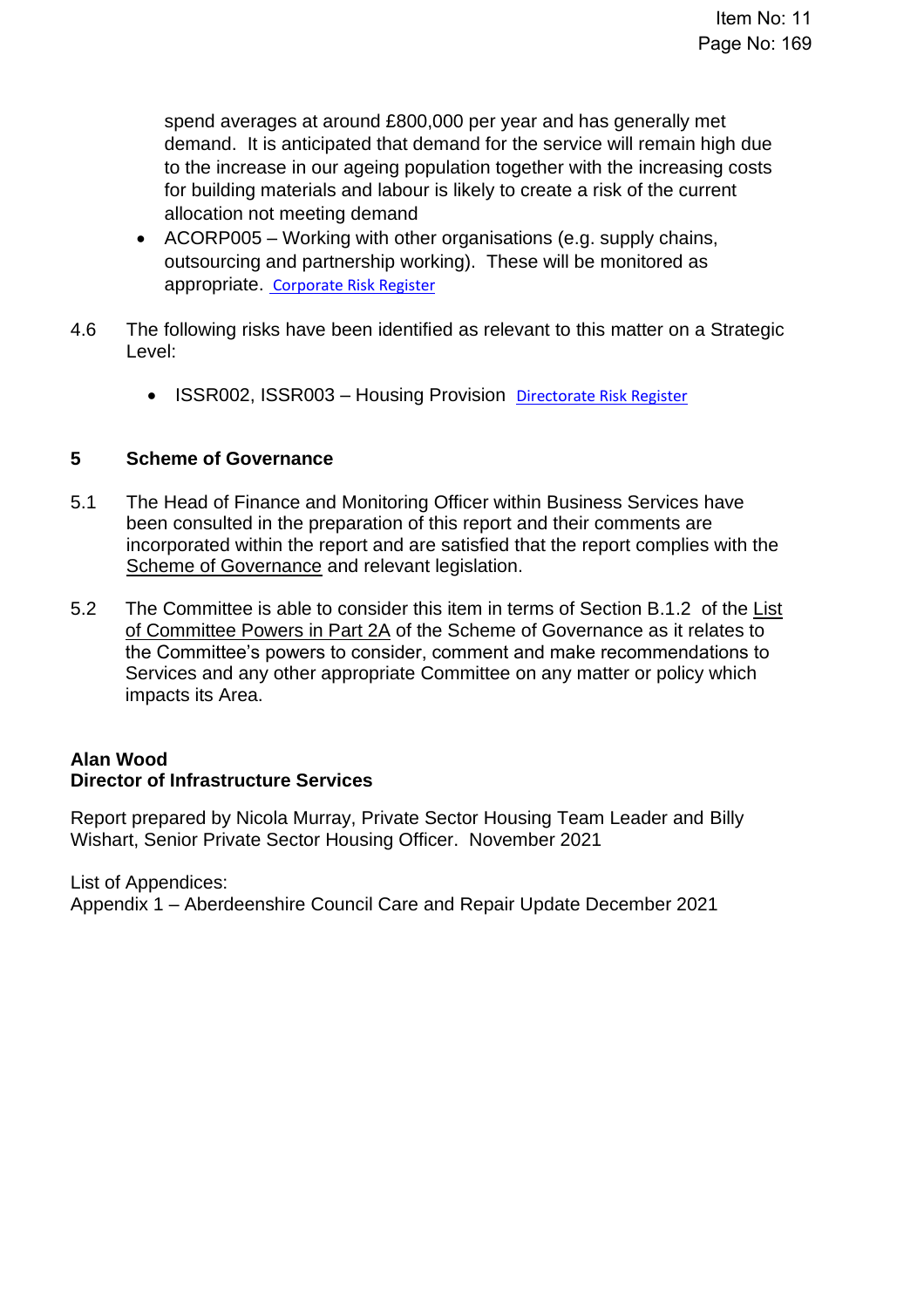spend averages at around £800,000 per year and has generally met demand. It is anticipated that demand for the service will remain high due to the increase in our ageing population together with the increasing costs for building materials and labour is likely to create a risk of the current allocation not meeting demand

- ACORP005 – Working with other organisations (e.g. supply chains, outsourcing and partnership working). These will be monitored as appropriate. Corporate Risk Register

4.6 The following risks have been identified as relevant to this matter on a Strategic Level:

- ISSR002, ISSR003 – Housing Provision Directorate Risk Register

## 5 Scheme of Governance

5.1 The Head of Finance and Monitoring Officer within Business Services have been consulted in the preparation of this report and their comments are incorporated within the report and are satisfied that the report complies with the Scheme of Governance and relevant legislation.

5.2 The Committee is able to consider this item in terms of Section B.1.2 of the List of Committee Powers in Part 2A of the Scheme of Governance as it relates to the Committee's powers to consider, comment and make recommendations to Services and any other appropriate Committee on any matter or policy which impacts its Area.

**Alan Wood**
**Director of Infrastructure Services**

Report prepared by Nicola Murray, Private Sector Housing Team Leader and Billy Wishart, Senior Private Sector Housing Officer. November 2021

List of Appendices:
Appendix 1 – Aberdeenshire Council Care and Repair Update December 2021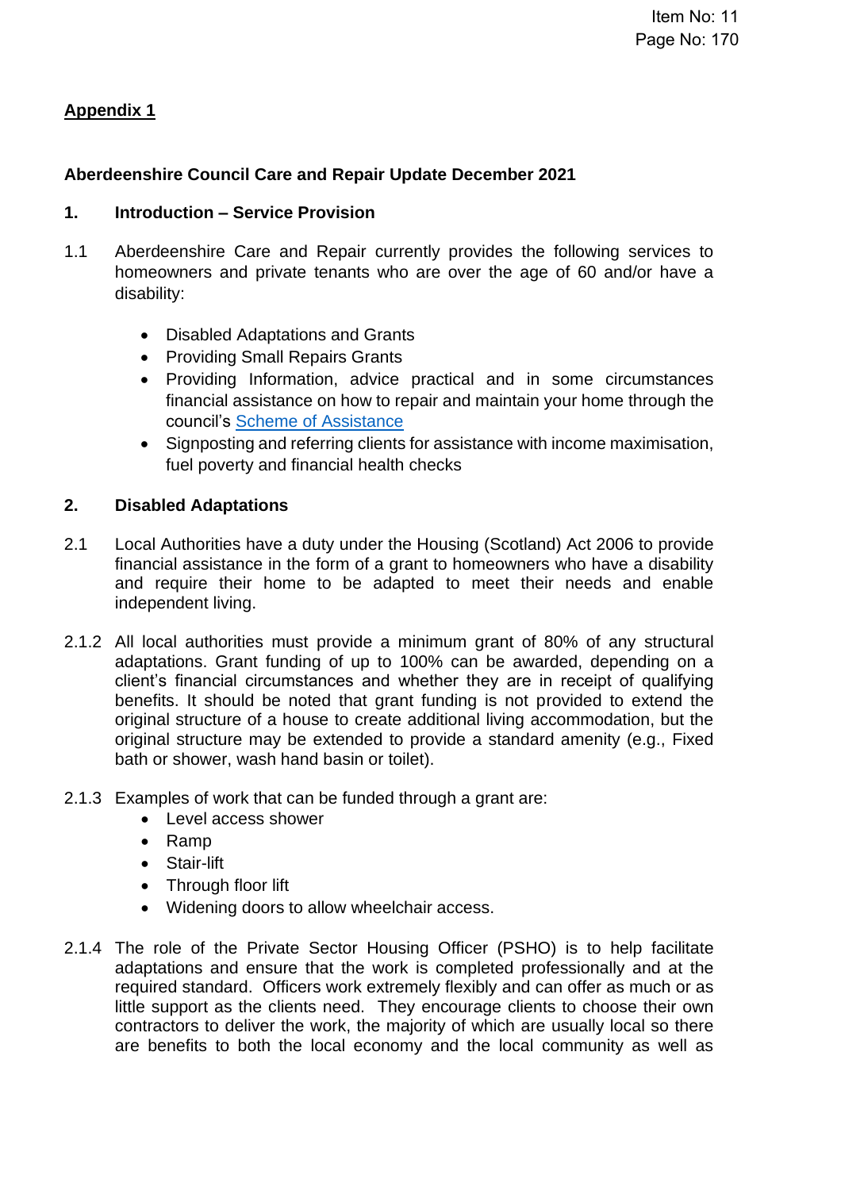**Appendix 1**

**Aberdeenshire Council Care and Repair Update December 2021**

**1. Introduction – Service Provision**

1.1 Aberdeenshire Care and Repair currently provides the following services to homeowners and private tenants who are over the age of 60 and/or have a disability:

- Disabled Adaptations and Grants
- Providing Small Repairs Grants
- Providing Information, advice practical and in some circumstances financial assistance on how to repair and maintain your home through the council's Scheme of Assistance
- Signposting and referring clients for assistance with income maximisation, fuel poverty and financial health checks

**2. Disabled Adaptations**

2.1 Local Authorities have a duty under the Housing (Scotland) Act 2006 to provide financial assistance in the form of a grant to homeowners who have a disability and require their home to be adapted to meet their needs and enable independent living.

2.1.2 All local authorities must provide a minimum grant of 80% of any structural adaptations. Grant funding of up to 100% can be awarded, depending on a client's financial circumstances and whether they are in receipt of qualifying benefits. It should be noted that grant funding is not provided to extend the original structure of a house to create additional living accommodation, but the original structure may be extended to provide a standard amenity (e.g., Fixed bath or shower, wash hand basin or toilet).

2.1.3 Examples of work that can be funded through a grant are:

- Level access shower
- Ramp
- Stair-lift
- Through floor lift
- Widening doors to allow wheelchair access.

2.1.4 The role of the Private Sector Housing Officer (PSHO) is to help facilitate adaptations and ensure that the work is completed professionally and at the required standard. Officers work extremely flexibly and can offer as much or as little support as the clients need. They encourage clients to choose their own contractors to deliver the work, the majority of which are usually local so there are benefits to both the local economy and the local community as well as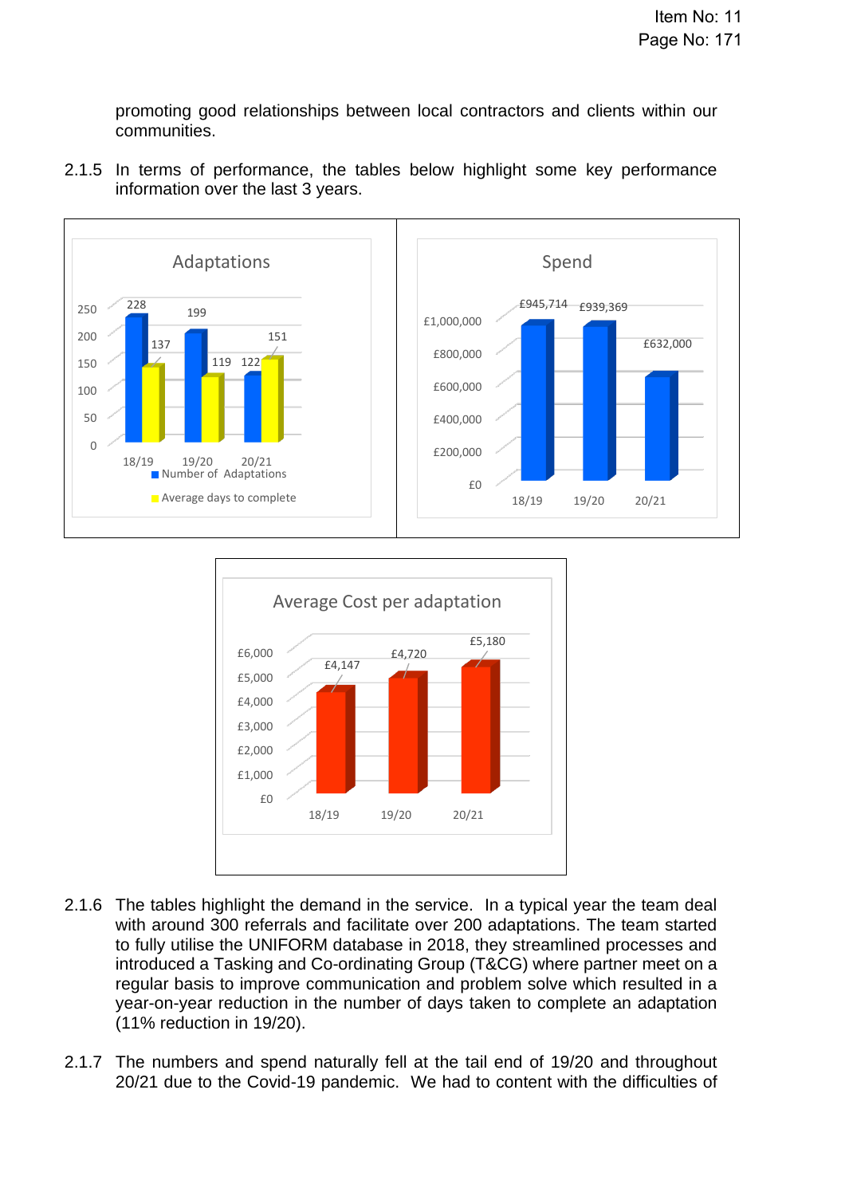promoting good relationships between local contractors and clients within our communities.

2.1.5 In terms of performance, the tables below highlight some key performance information over the last 3 years.

**Adaptations**

| | 18/19 | 19/20 | 20/21 |
|---|---|---|---|
| Number of Adaptations | 228 | 199 | 122 |
| Average days to complete | 137 | 119 | 151 |

**Spend**

| 18/19 | 19/20 | 20/21 |
|---|---|---|
| £945,714 | £939,369 | £632,000 |

**Average Cost per adaptation**

| 18/19 | 19/20 | 20/21 |
|---|---|---|
| £4,147 | £4,720 | £5,180 |

2.1.6 The tables highlight the demand in the service. In a typical year the team deal with around 300 referrals and facilitate over 200 adaptations. The team started to fully utilise the UNIFORM database in 2018, they streamlined processes and introduced a Tasking and Co-ordinating Group (T&CG) where partner meet on a regular basis to improve communication and problem solve which resulted in a year-on-year reduction in the number of days taken to complete an adaptation (11% reduction in 19/20).

2.1.7 The numbers and spend naturally fell at the tail end of 19/20 and throughout 20/21 due to the Covid-19 pandemic. We had to content with the difficulties of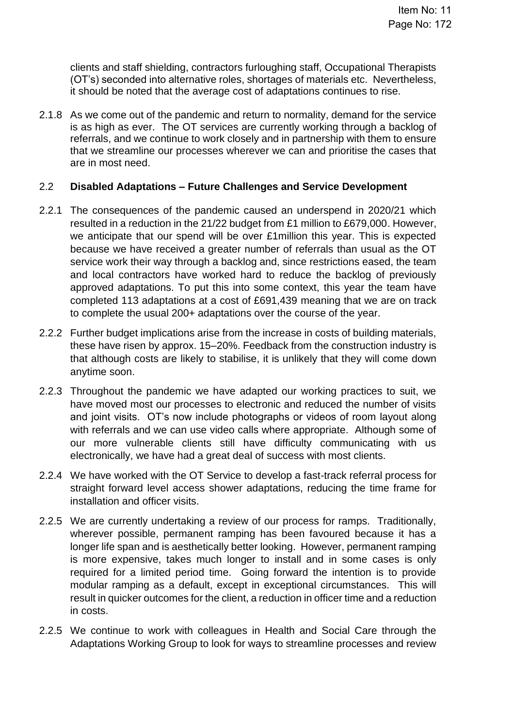clients and staff shielding, contractors furloughing staff, Occupational Therapists (OT's) seconded into alternative roles, shortages of materials etc. Nevertheless, it should be noted that the average cost of adaptations continues to rise.

2.1.8 As we come out of the pandemic and return to normality, demand for the service is as high as ever. The OT services are currently working through a backlog of referrals, and we continue to work closely and in partnership with them to ensure that we streamline our processes wherever we can and prioritise the cases that are in most need.

## 2.2 **Disabled Adaptations – Future Challenges and Service Development**

2.2.1 The consequences of the pandemic caused an underspend in 2020/21 which resulted in a reduction in the 21/22 budget from £1 million to £679,000. However, we anticipate that our spend will be over £1million this year. This is expected because we have received a greater number of referrals than usual as the OT service work their way through a backlog and, since restrictions eased, the team and local contractors have worked hard to reduce the backlog of previously approved adaptations. To put this into some context, this year the team have completed 113 adaptations at a cost of £691,439 meaning that we are on track to complete the usual 200+ adaptations over the course of the year.

2.2.2 Further budget implications arise from the increase in costs of building materials, these have risen by approx. 15–20%. Feedback from the construction industry is that although costs are likely to stabilise, it is unlikely that they will come down anytime soon.

2.2.3 Throughout the pandemic we have adapted our working practices to suit, we have moved most our processes to electronic and reduced the number of visits and joint visits. OT's now include photographs or videos of room layout along with referrals and we can use video calls where appropriate. Although some of our more vulnerable clients still have difficulty communicating with us electronically, we have had a great deal of success with most clients.

2.2.4 We have worked with the OT Service to develop a fast-track referral process for straight forward level access shower adaptations, reducing the time frame for installation and officer visits.

2.2.5 We are currently undertaking a review of our process for ramps. Traditionally, wherever possible, permanent ramping has been favoured because it has a longer life span and is aesthetically better looking. However, permanent ramping is more expensive, takes much longer to install and in some cases is only required for a limited period time. Going forward the intention is to provide modular ramping as a default, except in exceptional circumstances. This will result in quicker outcomes for the client, a reduction in officer time and a reduction in costs.

2.2.5 We continue to work with colleagues in Health and Social Care through the Adaptations Working Group to look for ways to streamline processes and review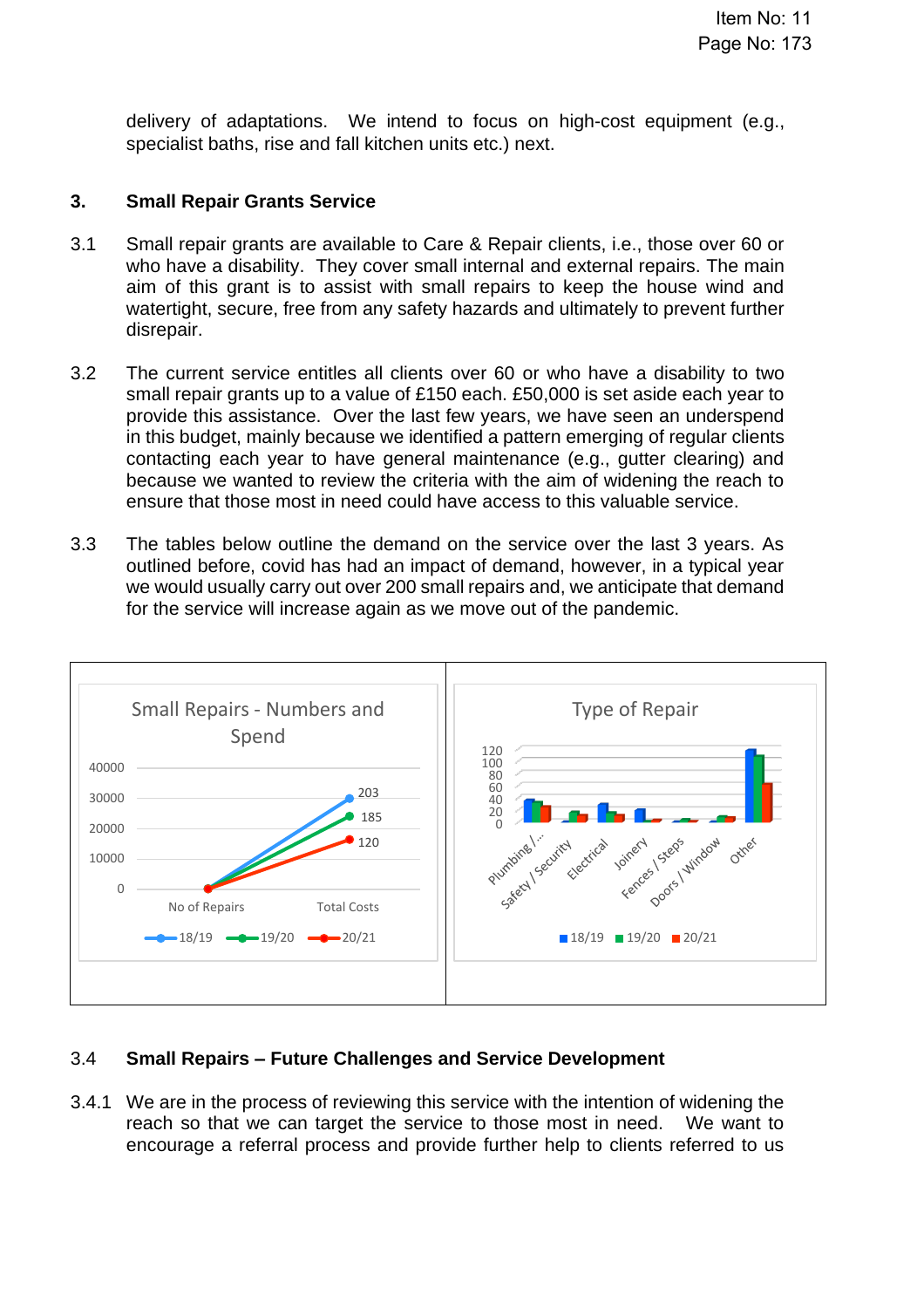delivery of adaptations. We intend to focus on high-cost equipment (e.g., specialist baths, rise and fall kitchen units etc.) next.

## 3. Small Repair Grants Service

3.1 Small repair grants are available to Care & Repair clients, i.e., those over 60 or who have a disability. They cover small internal and external repairs. The main aim of this grant is to assist with small repairs to keep the house wind and watertight, secure, free from any safety hazards and ultimately to prevent further disrepair.

3.2 The current service entitles all clients over 60 or who have a disability to two small repair grants up to a value of £150 each. £50,000 is set aside each year to provide this assistance. Over the last few years, we have seen an underspend in this budget, mainly because we identified a pattern emerging of regular clients contacting each year to have general maintenance (e.g., gutter clearing) and because we wanted to review the criteria with the aim of widening the reach to ensure that those most in need could have access to this valuable service.

3.3 The tables below outline the demand on the service over the last 3 years. As outlined before, covid has had an impact of demand, however, in a typical year we would usually carry out over 200 small repairs and, we anticipate that demand for the service will increase again as we move out of the pandemic.

Small Repairs - Numbers and Spend

| | No of Repairs |
|---|---|
| 18/19 | 203 |
| 19/20 | 185 |
| 20/21 | 120 |

Type of Repair (18/19, 19/20, 20/21): Plumbing / ..., Safety / Security, Electrical, Joinery, Fences / Steps, Doors / Window, Other

### 3.4 Small Repairs – Future Challenges and Service Development

3.4.1 We are in the process of reviewing this service with the intention of widening the reach so that we can target the service to those most in need. We want to encourage a referral process and provide further help to clients referred to us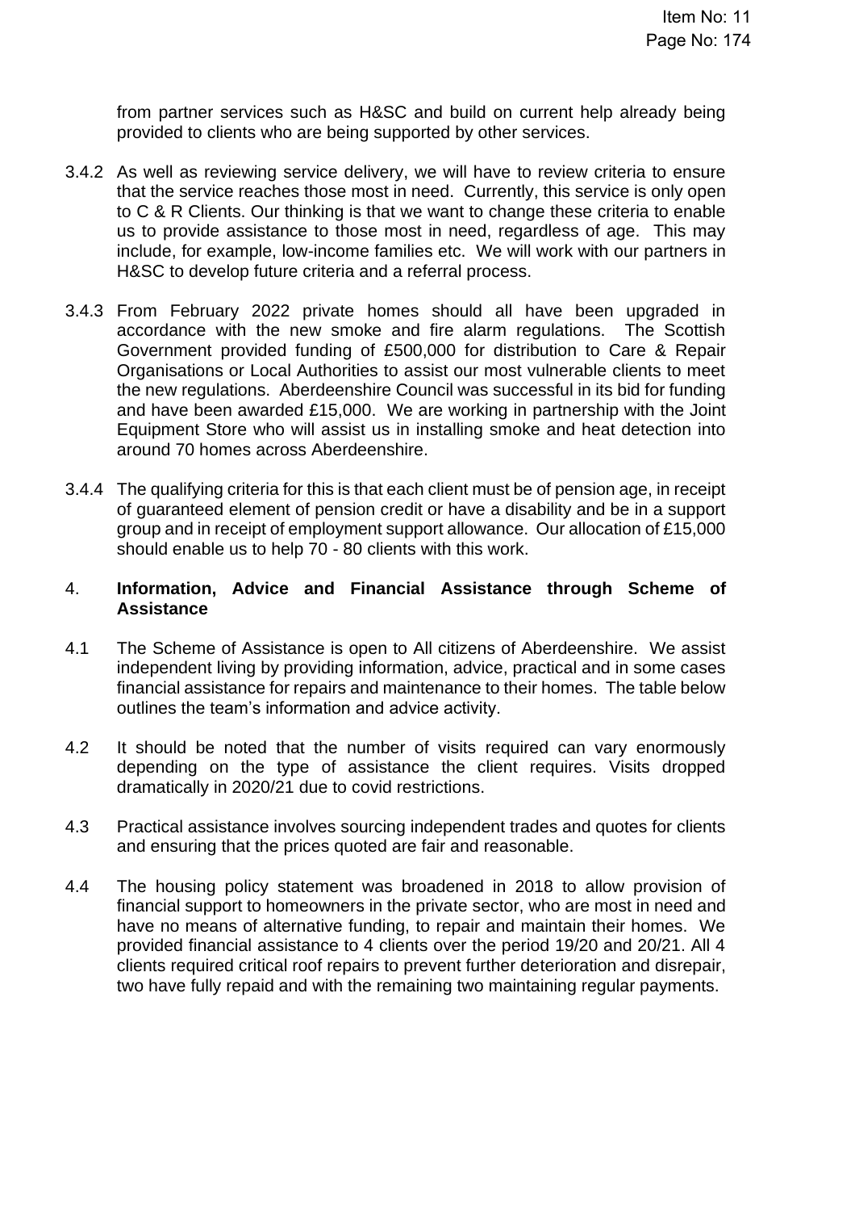from partner services such as H&SC and build on current help already being provided to clients who are being supported by other services.

3.4.2 As well as reviewing service delivery, we will have to review criteria to ensure that the service reaches those most in need. Currently, this service is only open to C & R Clients. Our thinking is that we want to change these criteria to enable us to provide assistance to those most in need, regardless of age. This may include, for example, low-income families etc. We will work with our partners in H&SC to develop future criteria and a referral process.

3.4.3 From February 2022 private homes should all have been upgraded in accordance with the new smoke and fire alarm regulations. The Scottish Government provided funding of £500,000 for distribution to Care & Repair Organisations or Local Authorities to assist our most vulnerable clients to meet the new regulations. Aberdeenshire Council was successful in its bid for funding and have been awarded £15,000. We are working in partnership with the Joint Equipment Store who will assist us in installing smoke and heat detection into around 70 homes across Aberdeenshire.

3.4.4 The qualifying criteria for this is that each client must be of pension age, in receipt of guaranteed element of pension credit or have a disability and be in a support group and in receipt of employment support allowance. Our allocation of £15,000 should enable us to help 70 - 80 clients with this work.

## 4. **Information, Advice and Financial Assistance through Scheme of Assistance**

4.1 The Scheme of Assistance is open to All citizens of Aberdeenshire. We assist independent living by providing information, advice, practical and in some cases financial assistance for repairs and maintenance to their homes. The table below outlines the team's information and advice activity.

4.2 It should be noted that the number of visits required can vary enormously depending on the type of assistance the client requires. Visits dropped dramatically in 2020/21 due to covid restrictions.

4.3 Practical assistance involves sourcing independent trades and quotes for clients and ensuring that the prices quoted are fair and reasonable.

4.4 The housing policy statement was broadened in 2018 to allow provision of financial support to homeowners in the private sector, who are most in need and have no means of alternative funding, to repair and maintain their homes. We provided financial assistance to 4 clients over the period 19/20 and 20/21. All 4 clients required critical roof repairs to prevent further deterioration and disrepair, two have fully repaid and with the remaining two maintaining regular payments.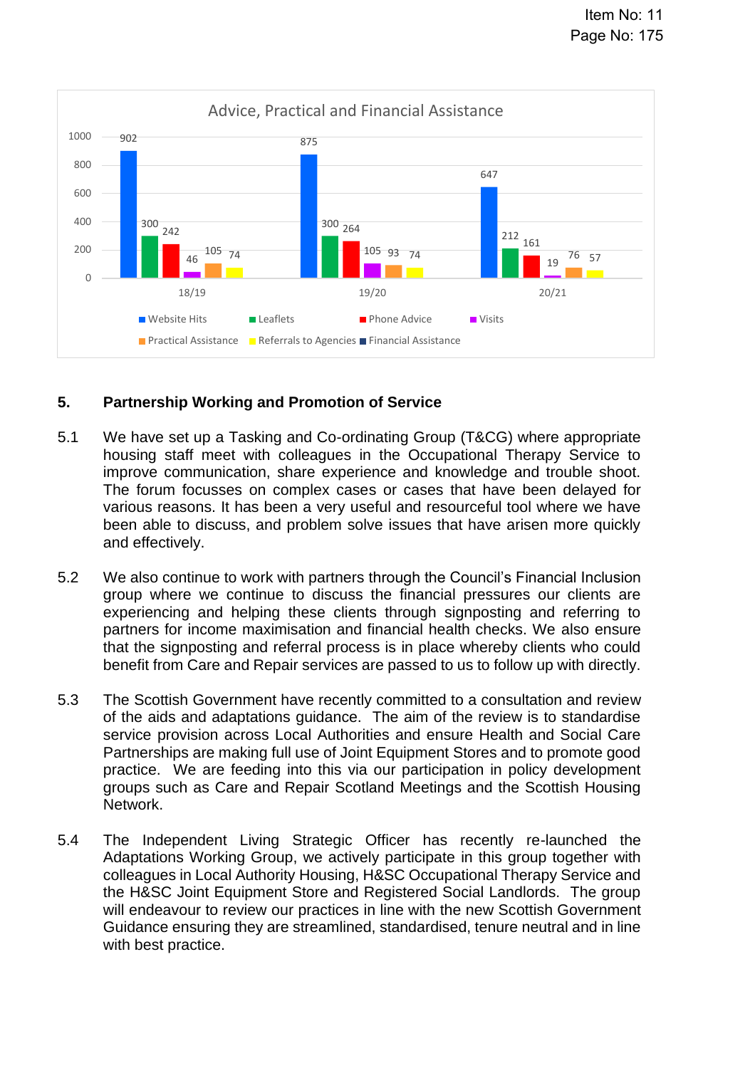**Advice, Practical and Financial Assistance**

| | 18/19 | 19/20 | 20/21 |
|---|---|---|---|
| Website Hits | 902 | 875 | 647 |
| Leaflets | 300 | 300 | 212 |
| Phone Advice | 242 | 264 | 161 |
| Visits | 46 | 105 | 19 |
| Practical Assistance | 105 | 93 | 76 |
| Referrals to Agencies | 74 | 74 | 57 |
| Financial Assistance | | | |

## 5. Partnership Working and Promotion of Service

5.1 We have set up a Tasking and Co-ordinating Group (T&CG) where appropriate housing staff meet with colleagues in the Occupational Therapy Service to improve communication, share experience and knowledge and trouble shoot. The forum focusses on complex cases or cases that have been delayed for various reasons. It has been a very useful and resourceful tool where we have been able to discuss, and problem solve issues that have arisen more quickly and effectively.

5.2 We also continue to work with partners through the Council's Financial Inclusion group where we continue to discuss the financial pressures our clients are experiencing and helping these clients through signposting and referring to partners for income maximisation and financial health checks. We also ensure that the signposting and referral process is in place whereby clients who could benefit from Care and Repair services are passed to us to follow up with directly.

5.3 The Scottish Government have recently committed to a consultation and review of the aids and adaptations guidance. The aim of the review is to standardise service provision across Local Authorities and ensure Health and Social Care Partnerships are making full use of Joint Equipment Stores and to promote good practice. We are feeding into this via our participation in policy development groups such as Care and Repair Scotland Meetings and the Scottish Housing Network.

5.4 The Independent Living Strategic Officer has recently re-launched the Adaptations Working Group, we actively participate in this group together with colleagues in Local Authority Housing, H&SC Occupational Therapy Service and the H&SC Joint Equipment Store and Registered Social Landlords. The group will endeavour to review our practices in line with the new Scottish Government Guidance ensuring they are streamlined, standardised, tenure neutral and in line with best practice.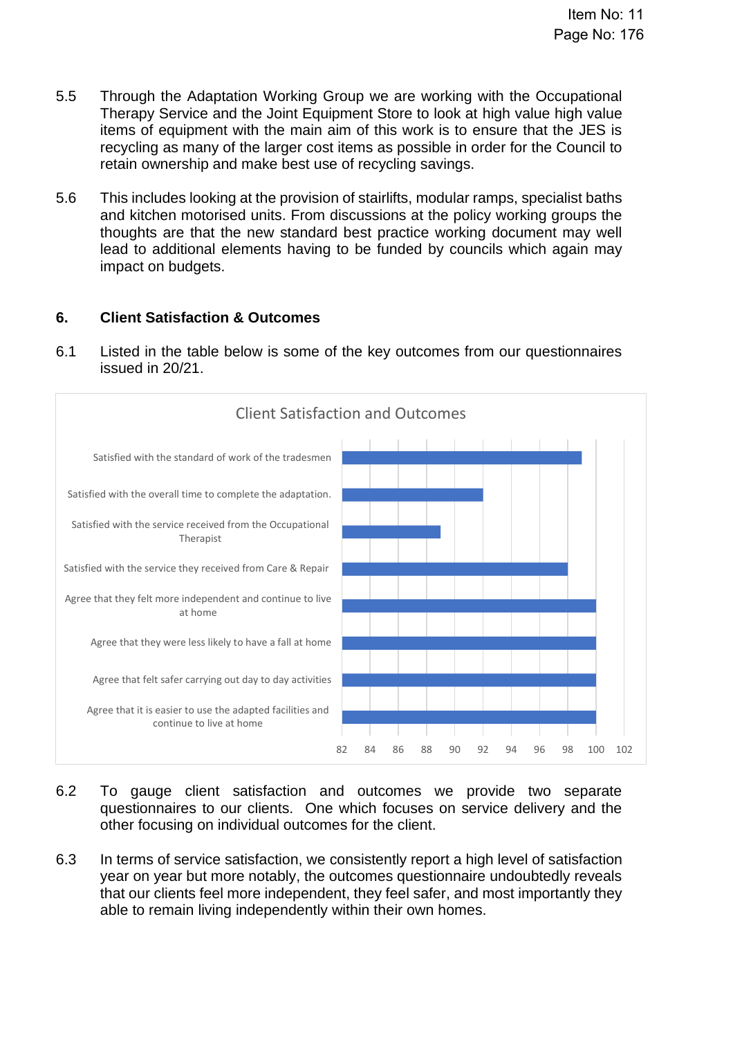5.5 Through the Adaptation Working Group we are working with the Occupational Therapy Service and the Joint Equipment Store to look at high value high value items of equipment with the main aim of this work is to ensure that the JES is recycling as many of the larger cost items as possible in order for the Council to retain ownership and make best use of recycling savings.

5.6 This includes looking at the provision of stairlifts, modular ramps, specialist baths and kitchen motorised units. From discussions at the policy working groups the thoughts are that the new standard best practice working document may well lead to additional elements having to be funded by councils which again may impact on budgets.

## 6. Client Satisfaction & Outcomes

6.1 Listed in the table below is some of the key outcomes from our questionnaires issued in 20/21.

**Client Satisfaction and Outcomes**

- Satisfied with the standard of work of the tradesmen
- Satisfied with the overall time to complete the adaptation.
- Satisfied with the service received from the Occupational Therapist
- Satisfied with the service they received from Care & Repair
- Agree that they felt more independent and continue to live at home
- Agree that they were less likely to have a fall at home
- Agree that felt safer carrying out day to day activities
- Agree that it is easier to use the adapted facilities and continue to live at home

82 84 86 88 90 92 94 96 98 100 102

6.2 To gauge client satisfaction and outcomes we provide two separate questionnaires to our clients. One which focuses on service delivery and the other focusing on individual outcomes for the client.

6.3 In terms of service satisfaction, we consistently report a high level of satisfaction year on year but more notably, the outcomes questionnaire undoubtedly reveals that our clients feel more independent, they feel safer, and most importantly they able to remain living independently within their own homes.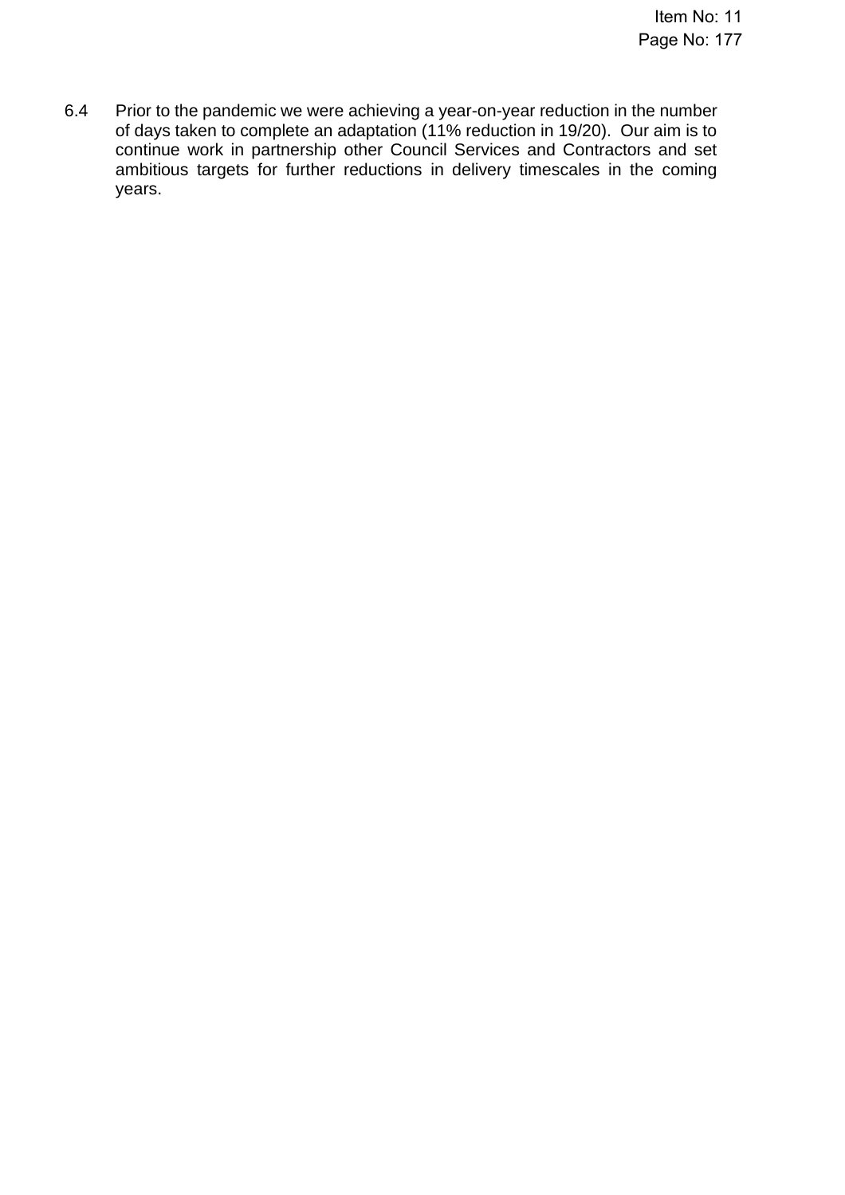6.4 Prior to the pandemic we were achieving a year-on-year reduction in the number of days taken to complete an adaptation (11% reduction in 19/20). Our aim is to continue work in partnership other Council Services and Contractors and set ambitious targets for further reductions in delivery timescales in the coming years.